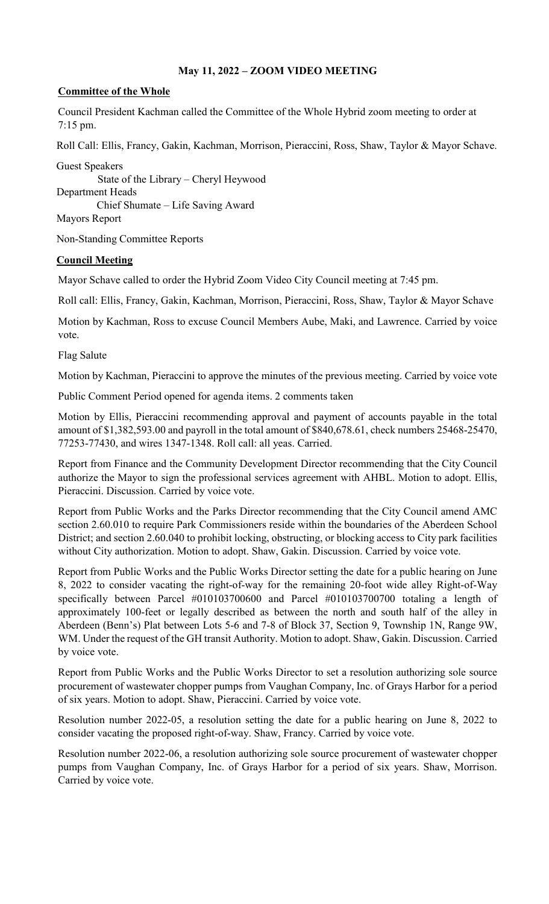**May 11, 2022 – ZOOM VIDEO MEETING**

**Committee of the Whole**

Council President Kachman called the Committee of the Whole Hybrid zoom meeting to order at 7:15 pm.

Roll Call: Ellis, Francy, Gakin, Kachman, Morrison, Pieraccini, Ross, Shaw, Taylor & Mayor Schave.

Guest Speakers
State of the Library – Cheryl Heywood
Department Heads
Chief Shumate – Life Saving Award
Mayors Report

Non-Standing Committee Reports

**Council Meeting**

Mayor Schave called to order the Hybrid Zoom Video City Council meeting at 7:45 pm.

Roll call: Ellis, Francy, Gakin, Kachman, Morrison, Pieraccini, Ross, Shaw, Taylor & Mayor Schave

Motion by Kachman, Ross to excuse Council Members Aube, Maki, and Lawrence. Carried by voice vote.

Flag Salute

Motion by Kachman, Pieraccini to approve the minutes of the previous meeting. Carried by voice vote

Public Comment Period opened for agenda items. 2 comments taken

Motion by Ellis, Pieraccini recommending approval and payment of accounts payable in the total amount of $1,382,593.00 and payroll in the total amount of $840,678.61, check numbers 25468-25470, 77253-77430, and wires 1347-1348. Roll call: all yeas. Carried.

Report from Finance and the Community Development Director recommending that the City Council authorize the Mayor to sign the professional services agreement with AHBL. Motion to adopt. Ellis, Pieraccini. Discussion. Carried by voice vote.

Report from Public Works and the Parks Director recommending that the City Council amend AMC section 2.60.010 to require Park Commissioners reside within the boundaries of the Aberdeen School District; and section 2.60.040 to prohibit locking, obstructing, or blocking access to City park facilities without City authorization. Motion to adopt. Shaw, Gakin. Discussion. Carried by voice vote.

Report from Public Works and the Public Works Director setting the date for a public hearing on June 8, 2022 to consider vacating the right-of-way for the remaining 20-foot wide alley Right-of-Way specifically between Parcel #010103700600 and Parcel #010103700700 totaling a length of approximately 100-feet or legally described as between the north and south half of the alley in Aberdeen (Benn's) Plat between Lots 5-6 and 7-8 of Block 37, Section 9, Township 1N, Range 9W, WM. Under the request of the GH transit Authority. Motion to adopt. Shaw, Gakin. Discussion. Carried by voice vote.

Report from Public Works and the Public Works Director to set a resolution authorizing sole source procurement of wastewater chopper pumps from Vaughan Company, Inc. of Grays Harbor for a period of six years. Motion to adopt. Shaw, Pieraccini. Carried by voice vote.

Resolution number 2022-05, a resolution setting the date for a public hearing on June 8, 2022 to consider vacating the proposed right-of-way. Shaw, Francy. Carried by voice vote.

Resolution number 2022-06, a resolution authorizing sole source procurement of wastewater chopper pumps from Vaughan Company, Inc. of Grays Harbor for a period of six years. Shaw, Morrison. Carried by voice vote.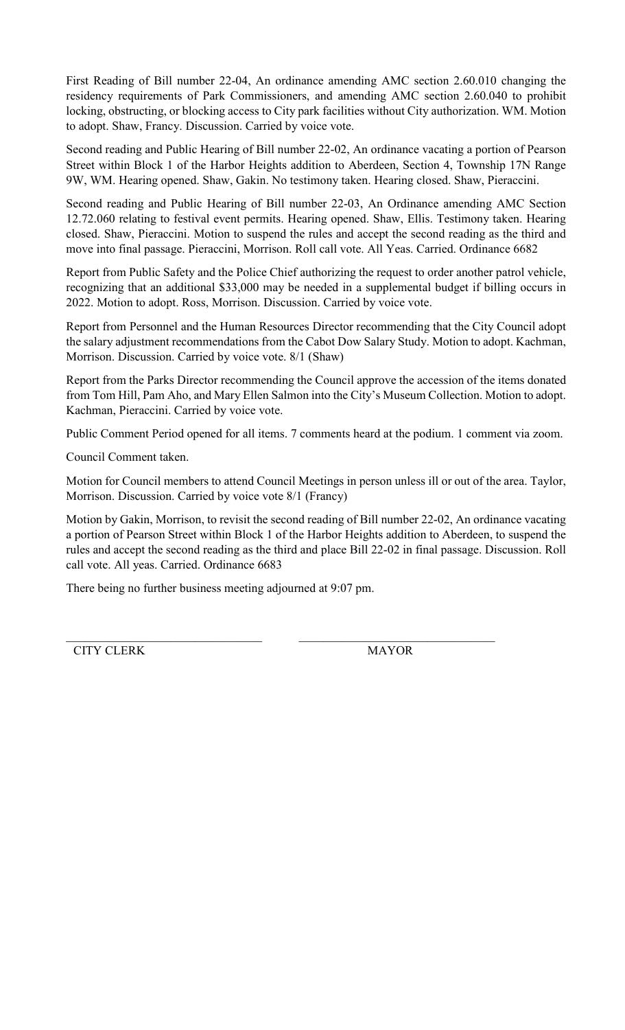First Reading of Bill number 22-04, An ordinance amending AMC section 2.60.010 changing the residency requirements of Park Commissioners, and amending AMC section 2.60.040 to prohibit locking, obstructing, or blocking access to City park facilities without City authorization. WM. Motion to adopt. Shaw, Francy. Discussion. Carried by voice vote.

Second reading and Public Hearing of Bill number 22-02, An ordinance vacating a portion of Pearson Street within Block 1 of the Harbor Heights addition to Aberdeen, Section 4, Township 17N Range 9W, WM. Hearing opened. Shaw, Gakin. No testimony taken. Hearing closed. Shaw, Pieraccini.

Second reading and Public Hearing of Bill number 22-03, An Ordinance amending AMC Section 12.72.060 relating to festival event permits. Hearing opened. Shaw, Ellis. Testimony taken. Hearing closed. Shaw, Pieraccini. Motion to suspend the rules and accept the second reading as the third and move into final passage. Pieraccini, Morrison. Roll call vote. All Yeas. Carried. Ordinance 6682

Report from Public Safety and the Police Chief authorizing the request to order another patrol vehicle, recognizing that an additional $33,000 may be needed in a supplemental budget if billing occurs in 2022. Motion to adopt. Ross, Morrison. Discussion. Carried by voice vote.

Report from Personnel and the Human Resources Director recommending that the City Council adopt the salary adjustment recommendations from the Cabot Dow Salary Study. Motion to adopt. Kachman, Morrison. Discussion. Carried by voice vote. 8/1 (Shaw)

Report from the Parks Director recommending the Council approve the accession of the items donated from Tom Hill, Pam Aho, and Mary Ellen Salmon into the City's Museum Collection. Motion to adopt. Kachman, Pieraccini. Carried by voice vote.

Public Comment Period opened for all items. 7 comments heard at the podium. 1 comment via zoom.

Council Comment taken.

Motion for Council members to attend Council Meetings in person unless ill or out of the area. Taylor, Morrison. Discussion. Carried by voice vote 8/1 (Francy)

Motion by Gakin, Morrison, to revisit the second reading of Bill number 22-02, An ordinance vacating a portion of Pearson Street within Block 1 of the Harbor Heights addition to Aberdeen, to suspend the rules and accept the second reading as the third and place Bill 22-02 in final passage. Discussion. Roll call vote. All yeas. Carried. Ordinance 6683

There being no further business meeting adjourned at 9:07 pm.

_______________________________ _______________________________

CITY CLERK MAYOR